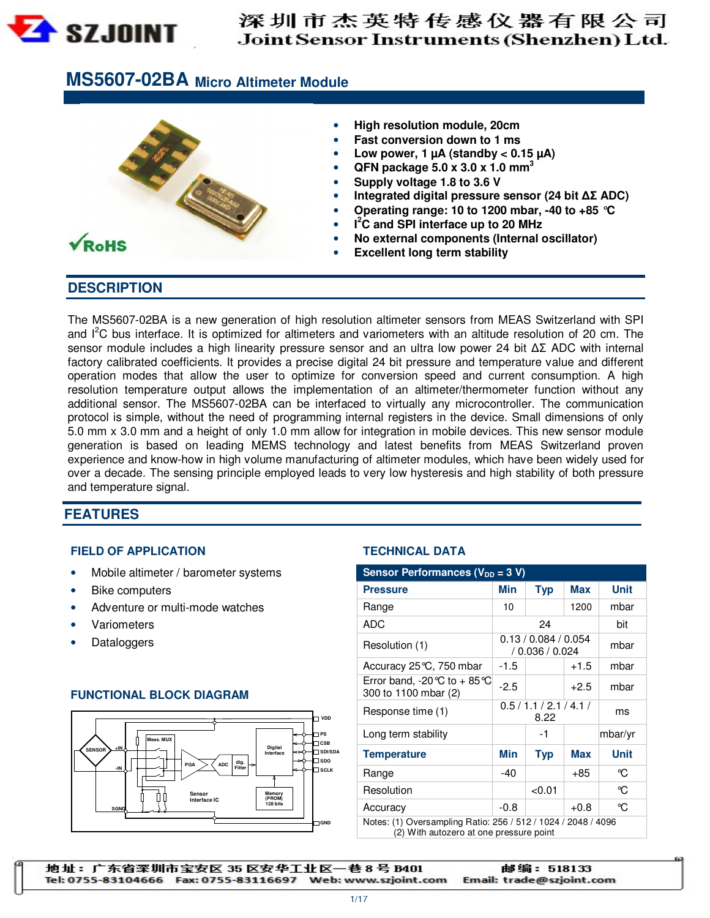# MS5607-02BA Micro Altimeter Module

- High resolution module, 20cm
- Fast conversion down to 1 ms
- Low power, 1 µA (standby < 0.15 µA)
- QFN package 5.0 x 3.0 x 1.0 mm$^3$
- Supply voltage 1.8 to 3.6 V
- Integrated digital pressure sensor (24 bit ΔΣ ADC)
- Operating range: 10 to 1200 mbar, -40 to +85 °C
- I$^2$C and SPI interface up to 20 MHz
- No external components (Internal oscillator)
- Excellent long term stability

## DESCRIPTION

The MS5607-02BA is a new generation of high resolution altimeter sensors from MEAS Switzerland with SPI and I$^2$C bus interface. It is optimized for altimeters and variometers with an altitude resolution of 20 cm. The sensor module includes a high linearity pressure sensor and an ultra low power 24 bit ΔΣ ADC with internal factory calibrated coefficients. It provides a precise digital 24 bit pressure and temperature value and different operation modes that allow the user to optimize for conversion speed and current consumption. A high resolution temperature output allows the implementation of an altimeter/thermometer function without any additional sensor. The MS5607-02BA can be interfaced to virtually any microcontroller. The communication protocol is simple, without the need of programming internal registers in the device. Small dimensions of only 5.0 mm x 3.0 mm and a height of only 1.0 mm allow for integration in mobile devices. This new sensor module generation is based on leading MEMS technology and latest benefits from MEAS Switzerland proven experience and know-how in high volume manufacturing of altimeter modules, which have been widely used for over a decade. The sensing principle employed leads to very low hysteresis and high stability of both pressure and temperature signal.

## FEATURES

### FIELD OF APPLICATION

- Mobile altimeter / barometer systems
- Bike computers
- Adventure or multi-mode watches
- Variometers
- Dataloggers

### FUNCTIONAL BLOCK DIAGRAM

### TECHNICAL DATA

| Sensor Performances ($V_{DD}$ = 3 V) | | | | |
|---|---|---|---|---|
| **Pressure** | **Min** | **Typ** | **Max** | **Unit** |
| Range | 10 | | 1200 | mbar |
| ADC | | 24 | | bit |
| Resolution (1) | 0.13 / 0.084 / 0.054 / 0.036 / 0.024 | | | mbar |
| Accuracy 25°C, 750 mbar | -1.5 | | +1.5 | mbar |
| Error band, -20°C to + 85°C 300 to 1100 mbar (2) | -2.5 | | +2.5 | mbar |
| Response time (1) | 0.5 / 1.1 / 2.1 / 4.1 / 8.22 | | | ms |
| Long term stability | | -1 | | mbar/yr |
| **Temperature** | **Min** | **Typ** | **Max** | **Unit** |
| Range | -40 | | +85 | °C |
| Resolution | | <0.01 | | °C |
| Accuracy | -0.8 | | +0.8 | °C |

Notes: (1) Oversampling Ratio: 256 / 512 / 1024 / 2048 / 4096
(2) With autozero at one pressure point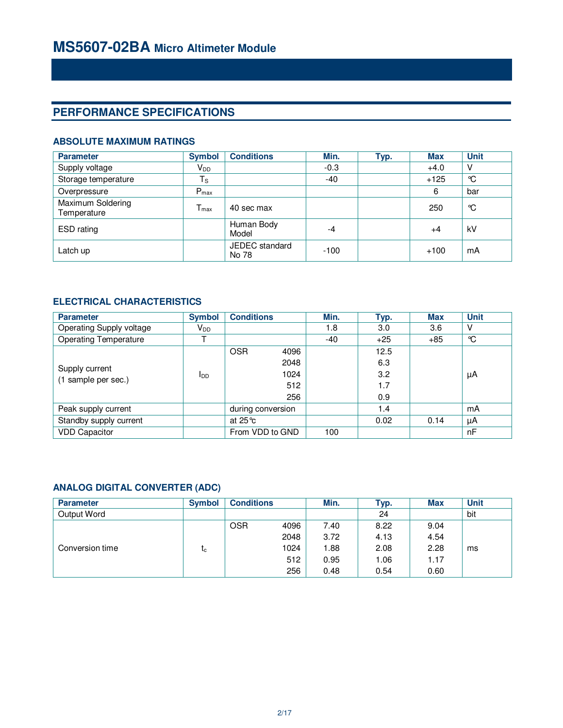# MS5607-02BA Micro Altimeter Module

## PERFORMANCE SPECIFICATIONS

### ABSOLUTE MAXIMUM RATINGS

| Parameter | Symbol | Conditions | Min. | Typ. | Max | Unit |
|---|---|---|---|---|---|---|
| Supply voltage | $V_{DD}$ | | -0.3 | | +4.0 | V |
| Storage temperature | $T_S$ | | -40 | | +125 | °C |
| Overpressure | $P_{max}$ | | | | 6 | bar |
| Maximum Soldering Temperature | $T_{max}$ | 40 sec max | | | 250 | °C |
| ESD rating | | Human Body Model | -4 | | +4 | kV |
| Latch up | | JEDEC standard No 78 | -100 | | +100 | mA |

### ELECTRICAL CHARACTERISTICS

| Parameter | Symbol | Conditions | Min. | Typ. | Max | Unit |
|---|---|---|---|---|---|---|
| Operating Supply voltage | $V_{DD}$ | | 1.8 | 3.0 | 3.6 | V |
| Operating Temperature | T | | -40 | +25 | +85 | °C |
| Supply current (1 sample per sec.) | $I_{DD}$ | OSR 4096 | | 12.5 | | µA |
| | | 2048 | | 6.3 | | |
| | | 1024 | | 3.2 | | |
| | | 512 | | 1.7 | | |
| | | 256 | | 0.9 | | |
| Peak supply current | | during conversion | | 1.4 | | mA |
| Standby supply current | | at 25°C | | 0.02 | 0.14 | µA |
| VDD Capacitor | | From VDD to GND | 100 | | | nF |

### ANALOG DIGITAL CONVERTER (ADC)

| Parameter | Symbol | Conditions | Min. | Typ. | Max | Unit |
|---|---|---|---|---|---|---|
| Output Word | | | | 24 | | bit |
| Conversion time | $t_c$ | OSR 4096 | 7.40 | 8.22 | 9.04 | ms |
| | | 2048 | 3.72 | 4.13 | 4.54 | |
| | | 1024 | 1.88 | 2.08 | 2.28 | |
| | | 512 | 0.95 | 1.06 | 1.17 | |
| | | 256 | 0.48 | 0.54 | 0.60 | |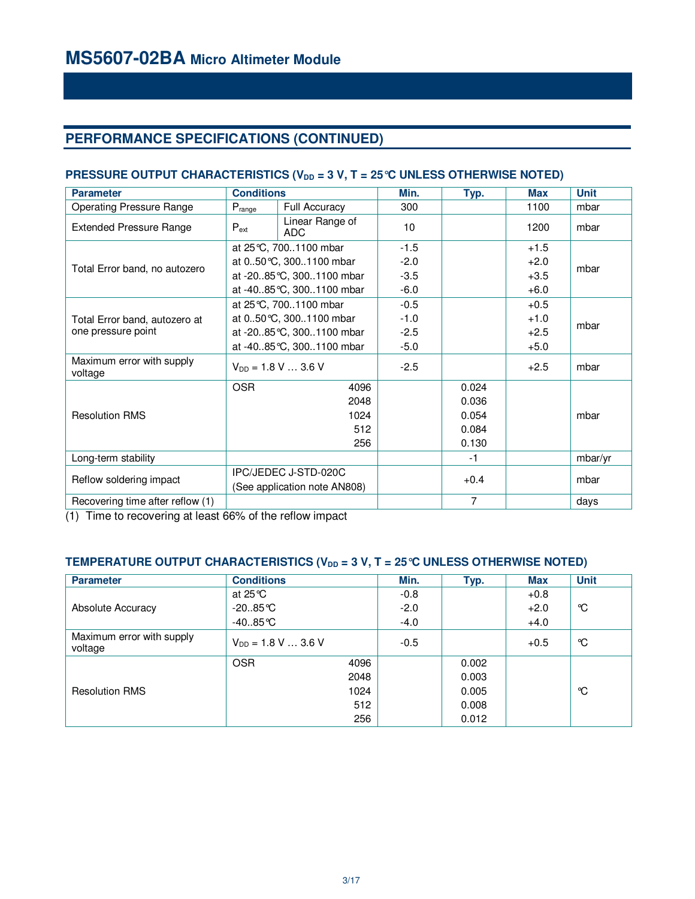# MS5607-02BA Micro Altimeter Module

## PERFORMANCE SPECIFICATIONS (CONTINUED)

### PRESSURE OUTPUT CHARACTERISTICS ($V_{DD}$ = 3 V, T = 25°C UNLESS OTHERWISE NOTED)

| Parameter | Conditions | | Min. | Typ. | Max | Unit |
|---|---|---|---|---|---|---|
| Operating Pressure Range | $P_{range}$ | Full Accuracy | 300 | | 1100 | mbar |
| Extended Pressure Range | $P_{ext}$ | Linear Range of ADC | 10 | | 1200 | mbar |
| Total Error band, no autozero | at 25°C, 700..1100 mbar | | -1.5 | | +1.5 | mbar |
| | at 0..50°C, 300..1100 mbar | | -2.0 | | +2.0 | |
| | at -20..85°C, 300..1100 mbar | | -3.5 | | +3.5 | |
| | at -40..85°C, 300..1100 mbar | | -6.0 | | +6.0 | |
| Total Error band, autozero at one pressure point | at 25°C, 700..1100 mbar | | -0.5 | | +0.5 | mbar |
| | at 0..50°C, 300..1100 mbar | | -1.0 | | +1.0 | |
| | at -20..85°C, 300..1100 mbar | | -2.5 | | +2.5 | |
| | at -40..85°C, 300..1100 mbar | | -5.0 | | +5.0 | |
| Maximum error with supply voltage | $V_{DD}$ = 1.8 V … 3.6 V | | -2.5 | | +2.5 | mbar |
| Resolution RMS | OSR | 4096 | | 0.024 | | mbar |
| | | 2048 | | 0.036 | | |
| | | 1024 | | 0.054 | | |
| | | 512 | | 0.084 | | |
| | | 256 | | 0.130 | | |
| Long-term stability | | | | -1 | | mbar/yr |
| Reflow soldering impact | IPC/JEDEC J-STD-020C (See application note AN808) | | | +0.4 | | mbar |
| Recovering time after reflow (1) | | | | 7 | | days |

(1) Time to recovering at least 66% of the reflow impact

### TEMPERATURE OUTPUT CHARACTERISTICS ($V_{DD}$ = 3 V, T = 25°C UNLESS OTHERWISE NOTED)

| Parameter | Conditions | | Min. | Typ. | Max | Unit |
|---|---|---|---|---|---|---|
| Absolute Accuracy | at 25°C | | -0.8 | | +0.8 | °C |
| | -20..85°C | | -2.0 | | +2.0 | |
| | -40..85°C | | -4.0 | | +4.0 | |
| Maximum error with supply voltage | $V_{DD}$ = 1.8 V … 3.6 V | | -0.5 | | +0.5 | °C |
| Resolution RMS | OSR | 4096 | | 0.002 | | °C |
| | | 2048 | | 0.003 | | |
| | | 1024 | | 0.005 | | |
| | | 512 | | 0.008 | | |
| | | 256 | | 0.012 | | |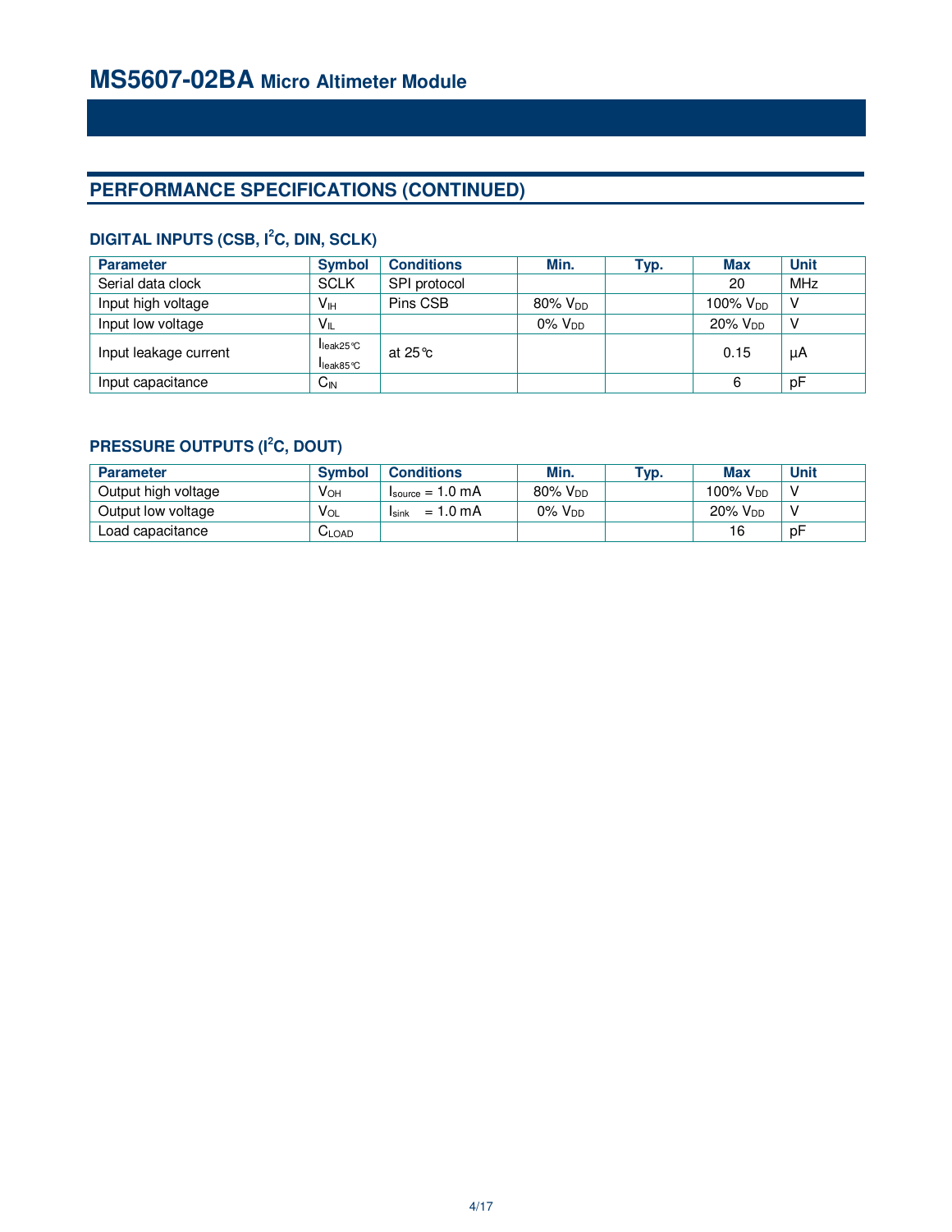# MS5607-02BA Micro Altimeter Module

## PERFORMANCE SPECIFICATIONS (CONTINUED)

### DIGITAL INPUTS (CSB, I²C, DIN, SCLK)

| Parameter | Symbol | Conditions | Min. | Typ. | Max | Unit |
|---|---|---|---|---|---|---|
| Serial data clock | SCLK | SPI protocol | | | 20 | MHz |
| Input high voltage | $V_{IH}$ | Pins CSB | 80% $V_{DD}$ | | 100% $V_{DD}$ | V |
| Input low voltage | $V_{IL}$ | | 0% $V_{DD}$ | | 20% $V_{DD}$ | V |
| Input leakage current | $I_{leak25°C}$ $I_{leak85°C}$ | at 25°c | | | 0.15 | µA |
| Input capacitance | $C_{IN}$ | | | | 6 | pF |

### PRESSURE OUTPUTS (I²C, DOUT)

| Parameter | Symbol | Conditions | Min. | Typ. | Max | Unit |
|---|---|---|---|---|---|---|
| Output high voltage | $V_{OH}$ | $I_{source}$ = 1.0 mA | 80% $V_{DD}$ | | 100% $V_{DD}$ | V |
| Output low voltage | $V_{OL}$ | $I_{sink}$ = 1.0 mA | 0% $V_{DD}$ | | 20% $V_{DD}$ | V |
| Load capacitance | $C_{LOAD}$ | | | | 16 | pF |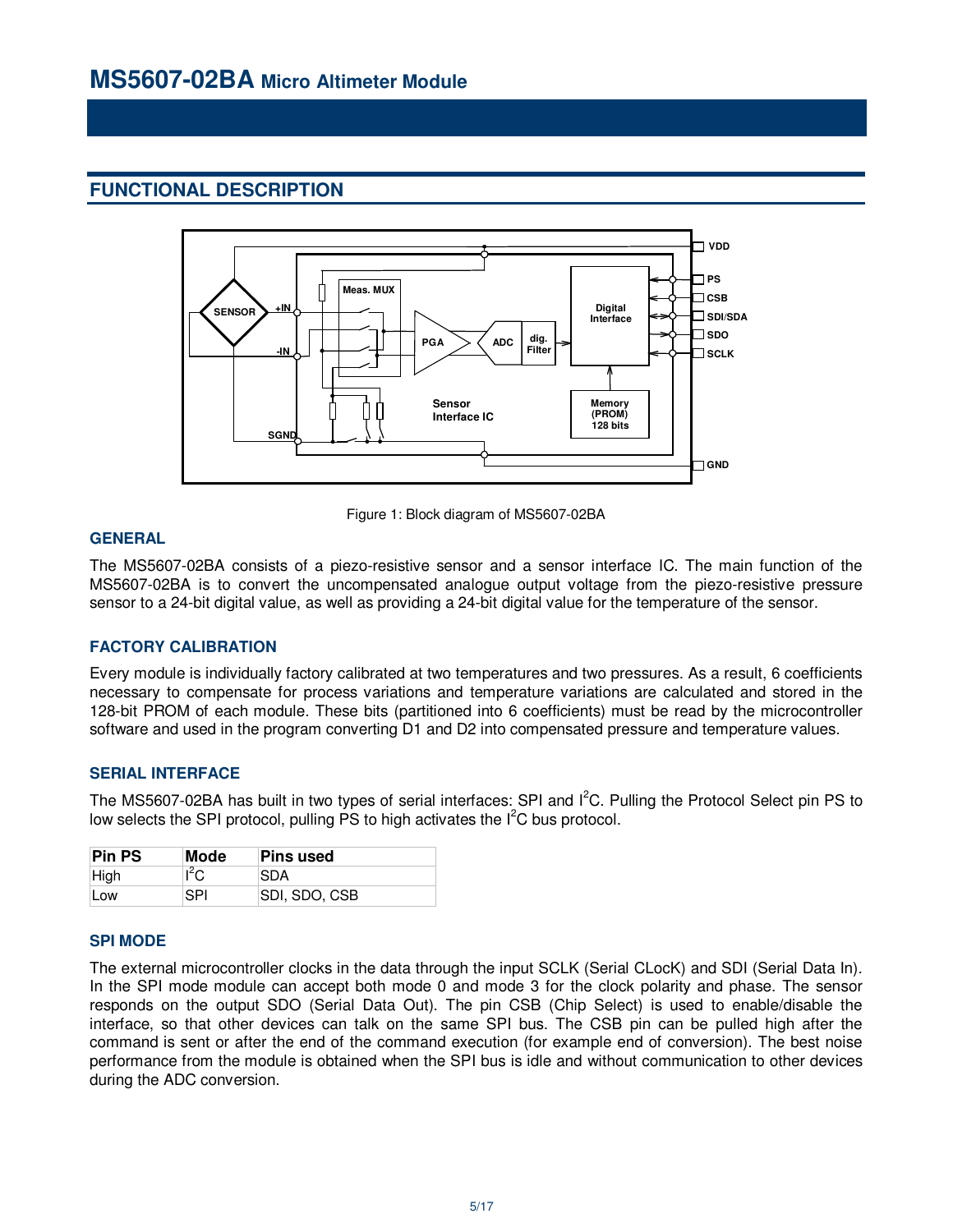## FUNCTIONAL DESCRIPTION

Figure 1: Block diagram of MS5607-02BA

### GENERAL

The MS5607-02BA consists of a piezo-resistive sensor and a sensor interface IC. The main function of the MS5607-02BA is to convert the uncompensated analogue output voltage from the piezo-resistive pressure sensor to a 24-bit digital value, as well as providing a 24-bit digital value for the temperature of the sensor.

### FACTORY CALIBRATION

Every module is individually factory calibrated at two temperatures and two pressures. As a result, 6 coefficients necessary to compensate for process variations and temperature variations are calculated and stored in the 128-bit PROM of each module. These bits (partitioned into 6 coefficients) must be read by the microcontroller software and used in the program converting D1 and D2 into compensated pressure and temperature values.

### SERIAL INTERFACE

The MS5607-02BA has built in two types of serial interfaces: SPI and $I^2C$. Pulling the Protocol Select pin PS to low selects the SPI protocol, pulling PS to high activates the $I^2C$ bus protocol.

| Pin PS | Mode | Pins used |
|---|---|---|
| High | $I^2C$ | SDA |
| Low | SPI | SDI, SDO, CSB |

### SPI MODE

The external microcontroller clocks in the data through the input SCLK (Serial CLocK) and SDI (Serial Data In). In the SPI mode module can accept both mode 0 and mode 3 for the clock polarity and phase. The sensor responds on the output SDO (Serial Data Out). The pin CSB (Chip Select) is used to enable/disable the interface, so that other devices can talk on the same SPI bus. The CSB pin can be pulled high after the command is sent or after the end of the command execution (for example end of conversion). The best noise performance from the module is obtained when the SPI bus is idle and without communication to other devices during the ADC conversion.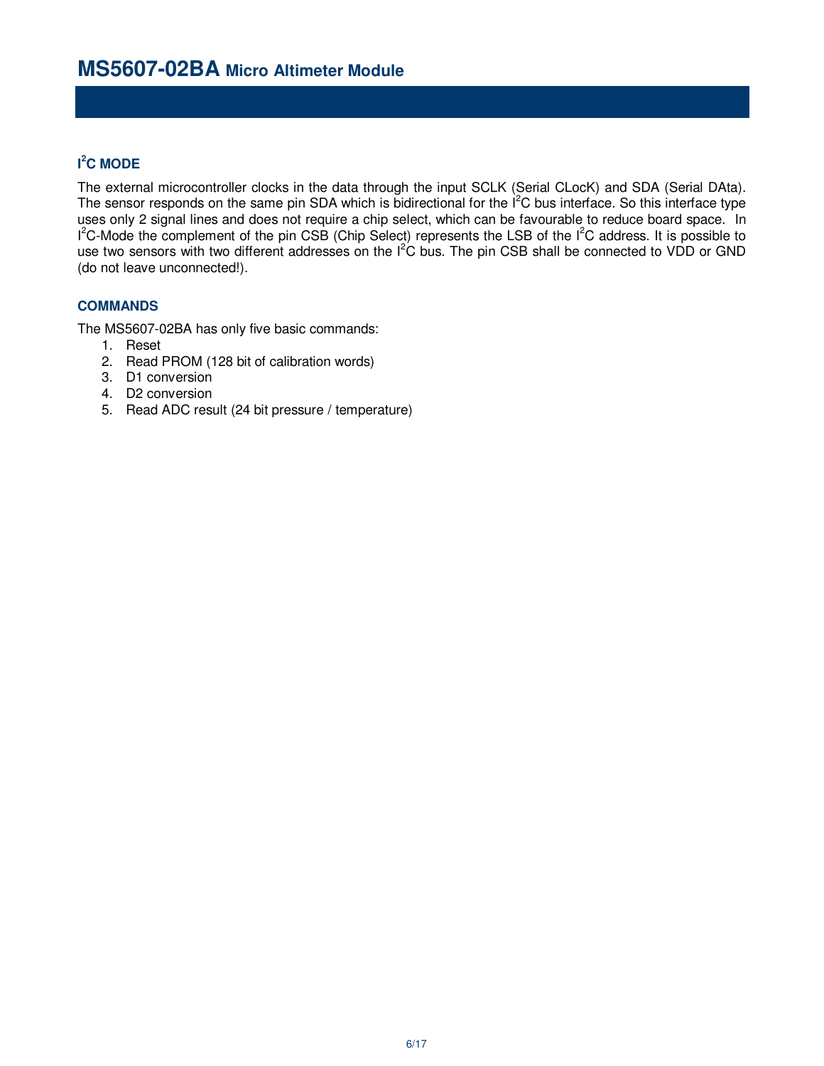## I²C MODE

The external microcontroller clocks in the data through the input SCLK (Serial CLocK) and SDA (Serial DAta). The sensor responds on the same pin SDA which is bidirectional for the I²C bus interface. So this interface type uses only 2 signal lines and does not require a chip select, which can be favourable to reduce board space. In I²C-Mode the complement of the pin CSB (Chip Select) represents the LSB of the I²C address. It is possible to use two sensors with two different addresses on the I²C bus. The pin CSB shall be connected to VDD or GND (do not leave unconnected!).

## COMMANDS

The MS5607-02BA has only five basic commands:

1. Reset
2. Read PROM (128 bit of calibration words)
3. D1 conversion
4. D2 conversion
5. Read ADC result (24 bit pressure / temperature)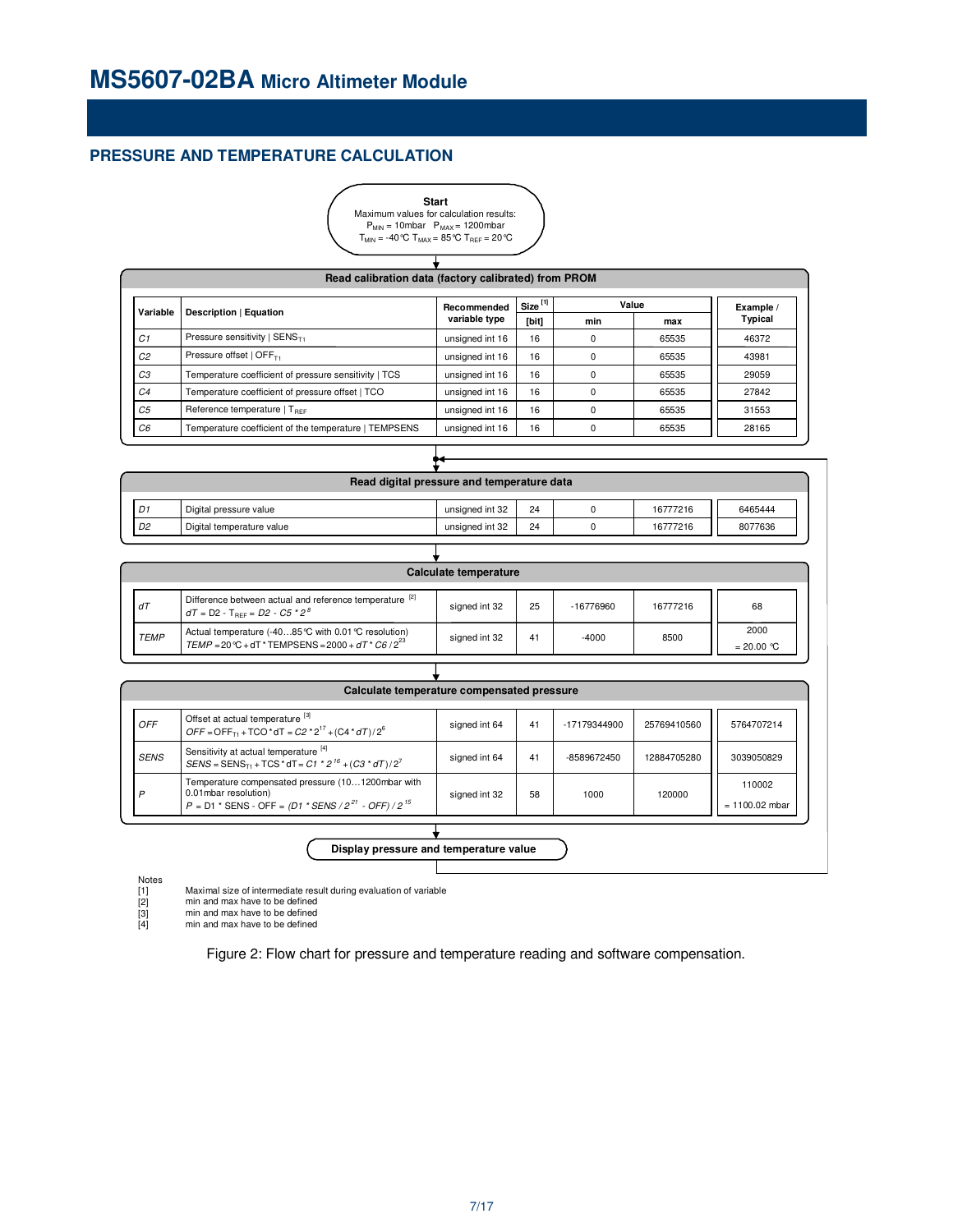# MS5607-02BA Micro Altimeter Module

## PRESSURE AND TEMPERATURE CALCULATION

**Start**
Maximum values for calculation results:
$P_{MIN}$ = 10mbar $P_{MAX}$ = 1200mbar
$T_{MIN}$ = -40°C $T_{MAX}$ = 85°C $T_{REF}$ = 20°C

**Read calibration data (factory calibrated) from PROM**

| Variable | Description \| Equation | Recommended variable type | Size [1] [bit] | Value min | Value max | Example / Typical |
|---|---|---|---|---|---|---|
| *C1* | Pressure sensitivity \| $SENS_{T1}$ | unsigned int 16 | 16 | 0 | 65535 | 46372 |
| *C2* | Pressure offset \| $OFF_{T1}$ | unsigned int 16 | 16 | 0 | 65535 | 43981 |
| *C3* | Temperature coefficient of pressure sensitivity \| TCS | unsigned int 16 | 16 | 0 | 65535 | 29059 |
| *C4* | Temperature coefficient of pressure offset \| TCO | unsigned int 16 | 16 | 0 | 65535 | 27842 |
| *C5* | Reference temperature \| $T_{REF}$ | unsigned int 16 | 16 | 0 | 65535 | 31553 |
| *C6* | Temperature coefficient of the temperature \| TEMPSENS | unsigned int 16 | 16 | 0 | 65535 | 28165 |

**Read digital pressure and temperature data**

| Variable | Description \| Equation | Recommended variable type | Size [1] [bit] | Value min | Value max | Example / Typical |
|---|---|---|---|---|---|---|
| *D1* | Digital pressure value | unsigned int 32 | 24 | 0 | 16777216 | 6465444 |
| *D2* | Digital temperature value | unsigned int 32 | 24 | 0 | 16777216 | 8077636 |

**Calculate temperature**

| Variable | Description \| Equation | Recommended variable type | Size [1] [bit] | Value min | Value max | Example / Typical |
|---|---|---|---|---|---|---|
| *dT* | Difference between actual and reference temperature [2] $dT = D2 - T_{REF} = D2 - C5 \cdot 2^8$ | signed int 32 | 25 | -16776960 | 16777216 | 68 |
| *TEMP* | Actual temperature (-40…85°C with 0.01°C resolution) $TEMP = 20°C + dT \cdot TEMPSENS = 2000 + dT \cdot C6 / 2^{23}$ | signed int 32 | 41 | -4000 | 8500 | 2000 = 20.00 °C |

**Calculate temperature compensated pressure**

| Variable | Description \| Equation | Recommended variable type | Size [1] [bit] | Value min | Value max | Example / Typical |
|---|---|---|---|---|---|---|
| *OFF* | Offset at actual temperature [3] $OFF = OFF_{T1} + TCO \cdot dT = C2 \cdot 2^{17} + (C4 \cdot dT)/2^6$ | signed int 64 | 41 | -17179344900 | 25769410560 | 5764707214 |
| *SENS* | Sensitivity at actual temperature [4] $SENS = SENS_{T1} + TCS \cdot dT = C1 \cdot 2^{16} + (C3 \cdot dT)/2^7$ | signed int 64 | 41 | -8589672450 | 12884705280 | 3039050829 |
| *P* | Temperature compensated pressure (10…1200mbar with 0.01mbar resolution) $P = D1 \cdot SENS - OFF = (D1 \cdot SENS / 2^{21} - OFF) / 2^{15}$ | signed int 32 | 58 | 1000 | 120000 | 110002 = 1100.02 mbar |

**Display pressure and temperature value**

Notes
[1] Maximal size of intermediate result during evaluation of variable
[2] min and max have to be defined
[3] min and max have to be defined
[4] min and max have to be defined

Figure 2: Flow chart for pressure and temperature reading and software compensation.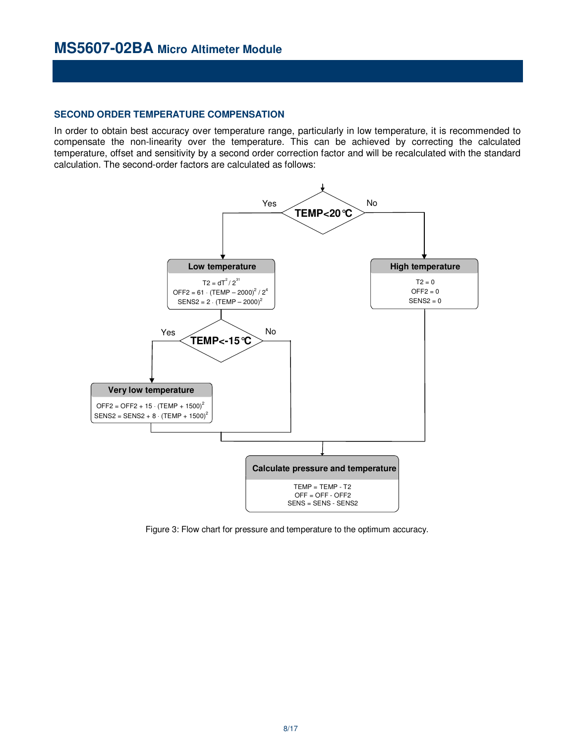## SECOND ORDER TEMPERATURE COMPENSATION

In order to obtain best accuracy over temperature range, particularly in low temperature, it is recommended to compensate the non-linearity over the temperature. This can be achieved by correcting the calculated temperature, offset and sensitivity by a second order correction factor and will be recalculated with the standard calculation. The second-order factors are calculated as follows:

**TEMP<20°C**

- Yes → **Low temperature**
  - $T2 = dT^2 / 2^{31}$
  - $OFF2 = 61 \cdot (TEMP - 2000)^2 / 2^4$
  - $SENS2 = 2 \cdot (TEMP - 2000)^2$
  - **TEMP<-15°C**
    - Yes → **Very low temperature**
      - $OFF2 = OFF2 + 15 \cdot (TEMP + 1500)^2$
      - $SENS2 = SENS2 + 8 \cdot (TEMP + 1500)^2$
    - No → continue
- No → **High temperature**
  - $T2 = 0$
  - $OFF2 = 0$
  - $SENS2 = 0$

**Calculate pressure and temperature**

- $TEMP = TEMP - T2$
- $OFF = OFF - OFF2$
- $SENS = SENS - SENS2$

Figure 3: Flow chart for pressure and temperature to the optimum accuracy.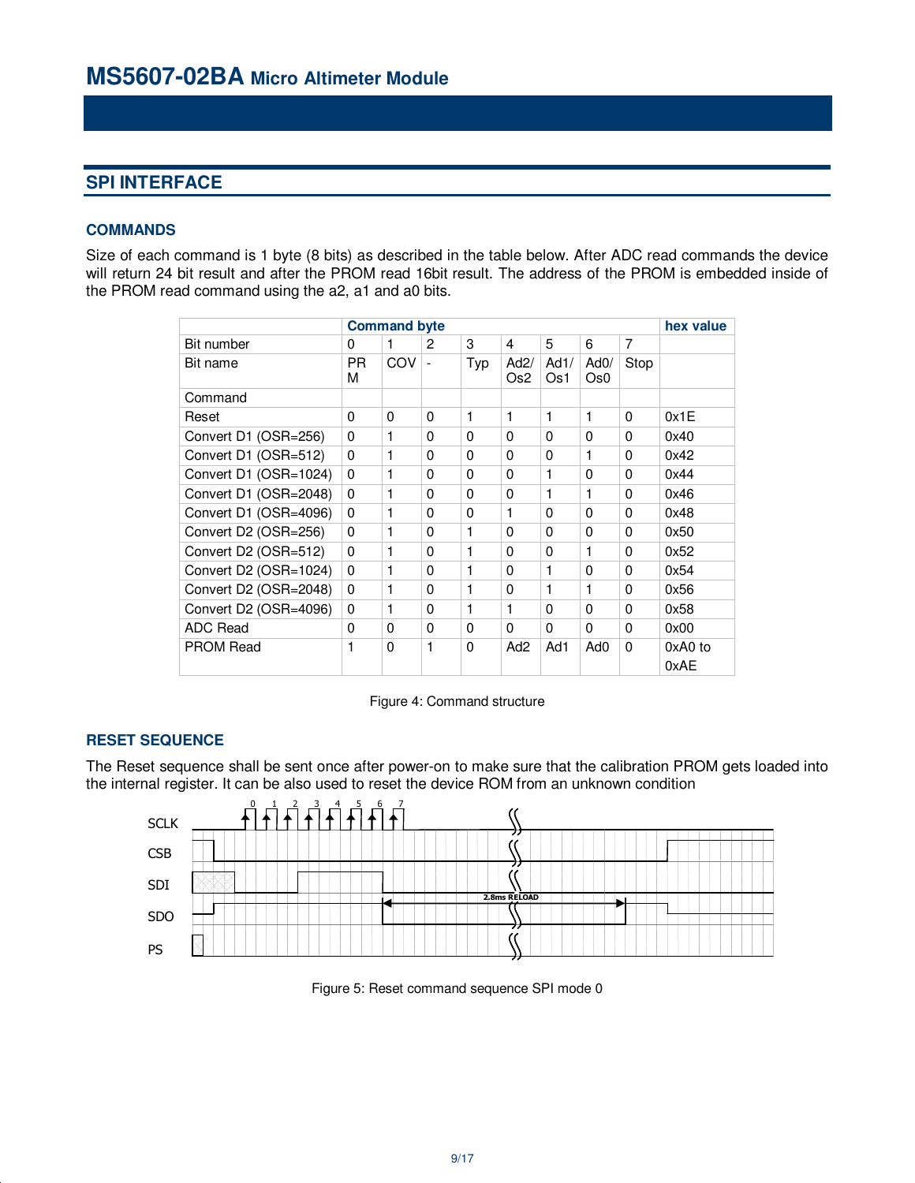## SPI INTERFACE

### COMMANDS

Size of each command is 1 byte (8 bits) as described in the table below. After ADC read commands the device will return 24 bit result and after the PROM read 16bit result. The address of the PROM is embedded inside of the PROM read command using the a2, a1 and a0 bits.

| | Command byte | | | | | | | | hex value |
|---|---|---|---|---|---|---|---|---|---|
| Bit number | 0 | 1 | 2 | 3 | 4 | 5 | 6 | 7 | |
| Bit name | PRM | COV | - | Typ | Ad2/ Os2 | Ad1/ Os1 | Ad0/ Os0 | Stop | |
| Command | | | | | | | | | |
| Reset | 0 | 0 | 0 | 1 | 1 | 1 | 1 | 0 | 0x1E |
| Convert D1 (OSR=256) | 0 | 1 | 0 | 0 | 0 | 0 | 0 | 0 | 0x40 |
| Convert D1 (OSR=512) | 0 | 1 | 0 | 0 | 0 | 0 | 1 | 0 | 0x42 |
| Convert D1 (OSR=1024) | 0 | 1 | 0 | 0 | 0 | 1 | 0 | 0 | 0x44 |
| Convert D1 (OSR=2048) | 0 | 1 | 0 | 0 | 0 | 1 | 1 | 0 | 0x46 |
| Convert D1 (OSR=4096) | 0 | 1 | 0 | 0 | 1 | 0 | 0 | 0 | 0x48 |
| Convert D2 (OSR=256) | 0 | 1 | 0 | 1 | 0 | 0 | 0 | 0 | 0x50 |
| Convert D2 (OSR=512) | 0 | 1 | 0 | 1 | 0 | 0 | 1 | 0 | 0x52 |
| Convert D2 (OSR=1024) | 0 | 1 | 0 | 1 | 0 | 1 | 0 | 0 | 0x54 |
| Convert D2 (OSR=2048) | 0 | 1 | 0 | 1 | 0 | 1 | 1 | 0 | 0x56 |
| Convert D2 (OSR=4096) | 0 | 1 | 0 | 1 | 1 | 0 | 0 | 0 | 0x58 |
| ADC Read | 0 | 0 | 0 | 0 | 0 | 0 | 0 | 0 | 0x00 |
| PROM Read | 1 | 0 | 1 | 0 | Ad2 | Ad1 | Ad0 | 0 | 0xA0 to 0xAE |

Figure 4: Command structure

### RESET SEQUENCE

The Reset sequence shall be sent once after power-on to make sure that the calibration PROM gets loaded into the internal register. It can be also used to reset the device ROM from an unknown condition

Figure 5: Reset command sequence SPI mode 0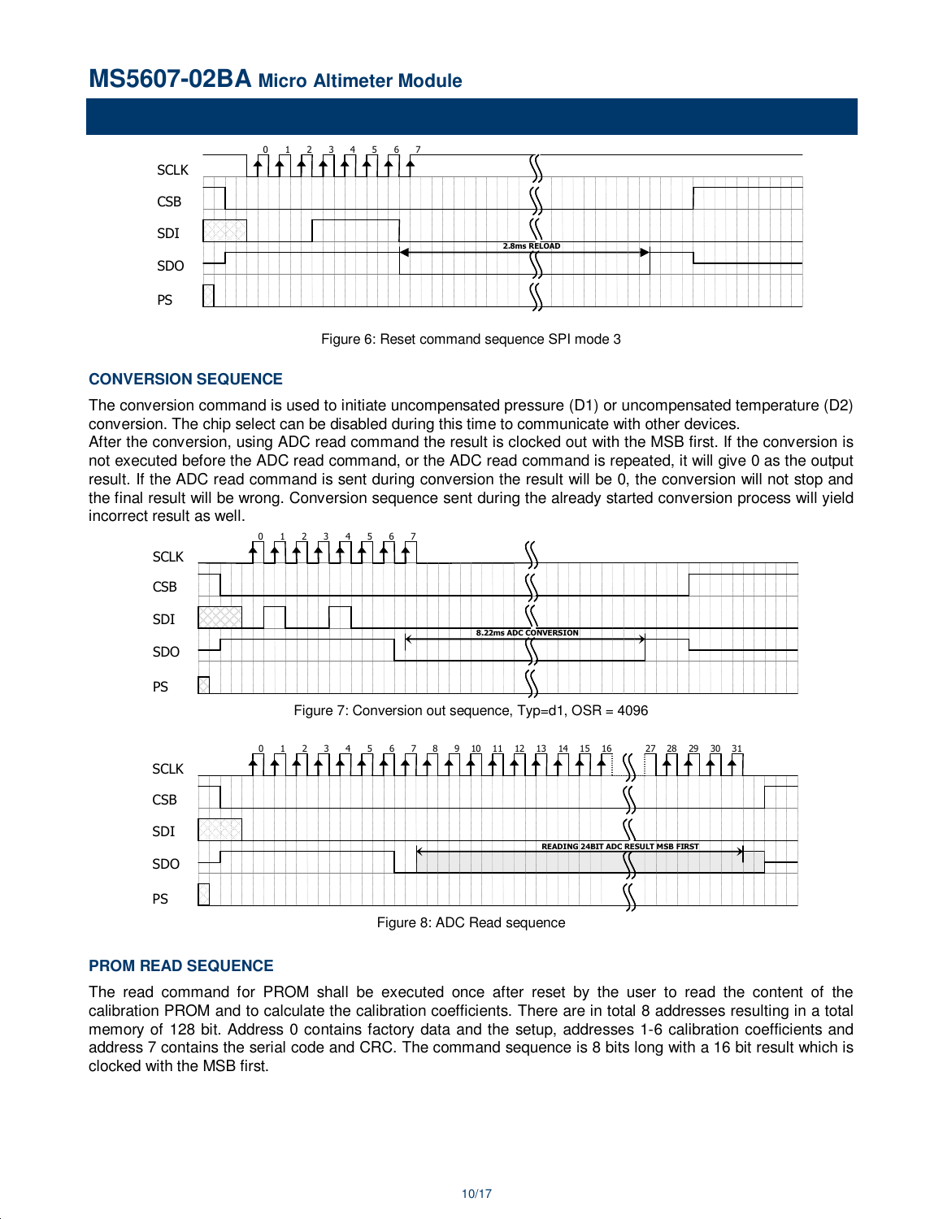Figure 6: Reset command sequence SPI mode 3

### CONVERSION SEQUENCE

The conversion command is used to initiate uncompensated pressure (D1) or uncompensated temperature (D2) conversion. The chip select can be disabled during this time to communicate with other devices.
After the conversion, using ADC read command the result is clocked out with the MSB first. If the conversion is not executed before the ADC read command, or the ADC read command is repeated, it will give 0 as the output result. If the ADC read command is sent during conversion the result will be 0, the conversion will not stop and the final result will be wrong. Conversion sequence sent during the already started conversion process will yield incorrect result as well.

Figure 7: Conversion out sequence, Typ=d1, OSR = 4096

Figure 8: ADC Read sequence

### PROM READ SEQUENCE

The read command for PROM shall be executed once after reset by the user to read the content of the calibration PROM and to calculate the calibration coefficients. There are in total 8 addresses resulting in a total memory of 128 bit. Address 0 contains factory data and the setup, addresses 1-6 calibration coefficients and address 7 contains the serial code and CRC. The command sequence is 8 bits long with a 16 bit result which is clocked with the MSB first.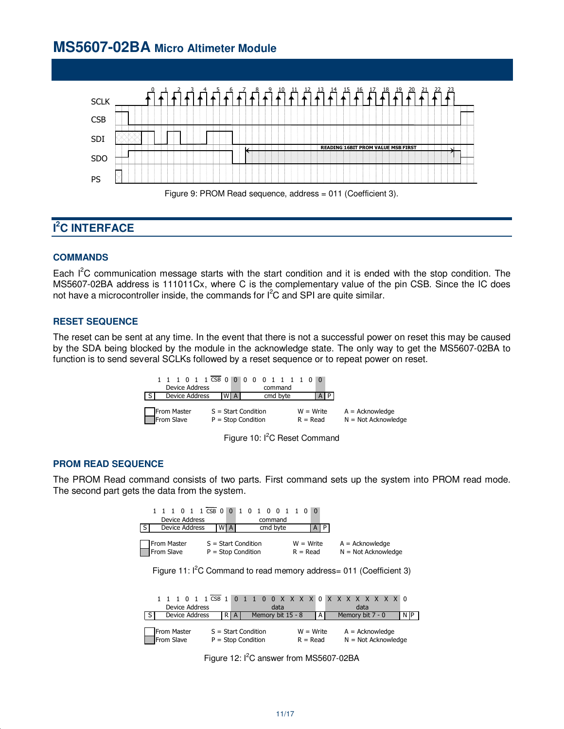# MS5607-02BA Micro Altimeter Module

Figure 9: PROM Read sequence, address = 011 (Coefficient 3).

## I²C INTERFACE

### COMMANDS

Each I²C communication message starts with the start condition and it is ended with the stop condition. The MS5607-02BA address is 111011Cx, where C is the complementary value of the pin CSB. Since the IC does not have a microcontroller inside, the commands for I²C and SPI are quite similar.

### RESET SEQUENCE

The reset can be sent at any time. In the event that there is not a successful power on reset this may be caused by the SDA being blocked by the module in the acknowledge state. The only way to get the MS5607-02BA to function is to send several SCLKs followed by a reset sequence or to repeat power on reset.

Figure 10: I²C Reset Command

### PROM READ SEQUENCE

The PROM Read command consists of two parts. First command sets up the system into PROM read mode. The second part gets the data from the system.

Figure 11: I²C Command to read memory address= 011 (Coefficient 3)

Figure 12: I²C answer from MS5607-02BA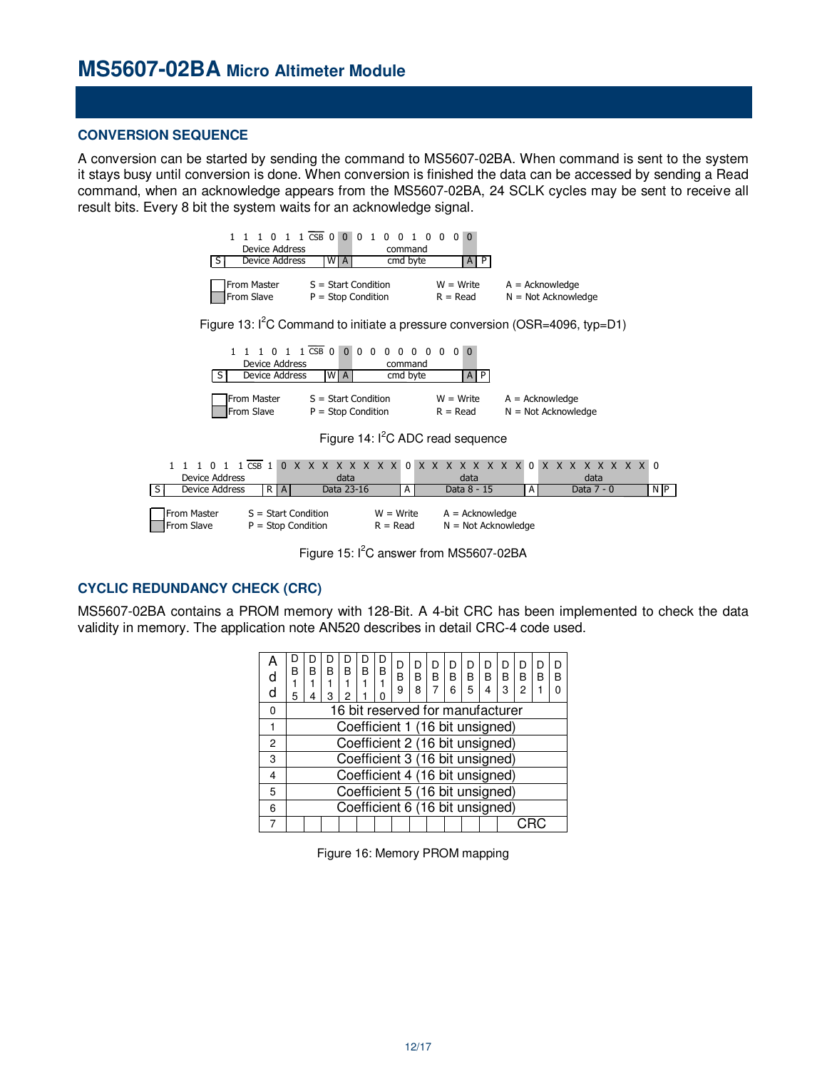## CONVERSION SEQUENCE

A conversion can be started by sending the command to MS5607-02BA. When command is sent to the system it stays busy until conversion is done. When conversion is finished the data can be accessed by sending a Read command, when an acknowledge appears from the MS5607-02BA, 24 SCLK cycles may be sent to receive all result bits. Every 8 bit the system waits for an acknowledge signal.

| | 1 1 1 0 1 1 CSB | 0 | 0 | 0 1 0 0 1 0 0 0 | 0 | |
|---|---|---|---|---|---|---|
| | Device Address | | | command | | |
| S | Device Address | W | A | cmd byte | A | P |

From Master / From Slave; S = Start Condition, P = Stop Condition; W = Write, R = Read; A = Acknowledge, N = Not Acknowledge

Figure 13: I²C Command to initiate a pressure conversion (OSR=4096, typ=D1)

| | 1 1 1 0 1 1 CSB | 0 | 0 | 0 0 0 0 0 0 0 0 | 0 | |
|---|---|---|---|---|---|---|
| | Device Address | | | command | | |
| S | Device Address | W | A | cmd byte | A | P |

From Master / From Slave; S = Start Condition, P = Stop Condition; W = Write, R = Read; A = Acknowledge, N = Not Acknowledge

Figure 14: I²C ADC read sequence

| | 1 1 1 0 1 1 CSB | 1 | 0 | X X X X X X X X | 0 | X X X X X X X X | 0 | X X X X X X X X | 0 | |
|---|---|---|---|---|---|---|---|---|---|---|
| | Device Address | | | data | | data | | data | | |
| S | Device Address | R | A | Data 23-16 | A | Data 8 - 15 | A | Data 7 - 0 | N | P |

From Master / From Slave; S = Start Condition, P = Stop Condition; W = Write, R = Read; A = Acknowledge, N = Not Acknowledge

Figure 15: I²C answer from MS5607-02BA

## CYCLIC REDUNDANCY CHECK (CRC)

MS5607-02BA contains a PROM memory with 128-Bit. A 4-bit CRC has been implemented to check the data validity in memory. The application note AN520 describes in detail CRC-4 code used.

| Add | DB15 | DB14 | DB13 | DB12 | DB11 | DB10 | DB9 | DB8 | DB7 | DB6 | DB5 | DB4 | DB3 | DB2 | DB1 | DB0 |
|---|---|---|---|---|---|---|---|---|---|---|---|---|---|---|---|---|
| 0 | 16 bit reserved for manufacturer | | | | | | | | | | | | | | | |
| 1 | Coefficient 1 (16 bit unsigned) | | | | | | | | | | | | | | | |
| 2 | Coefficient 2 (16 bit unsigned) | | | | | | | | | | | | | | | |
| 3 | Coefficient 3 (16 bit unsigned) | | | | | | | | | | | | | | | |
| 4 | Coefficient 4 (16 bit unsigned) | | | | | | | | | | | | | | | |
| 5 | Coefficient 5 (16 bit unsigned) | | | | | | | | | | | | | | | |
| 6 | Coefficient 6 (16 bit unsigned) | | | | | | | | | | | | | | | |
| 7 | | | | | | | | | | | | | CRC | | | |

Figure 16: Memory PROM mapping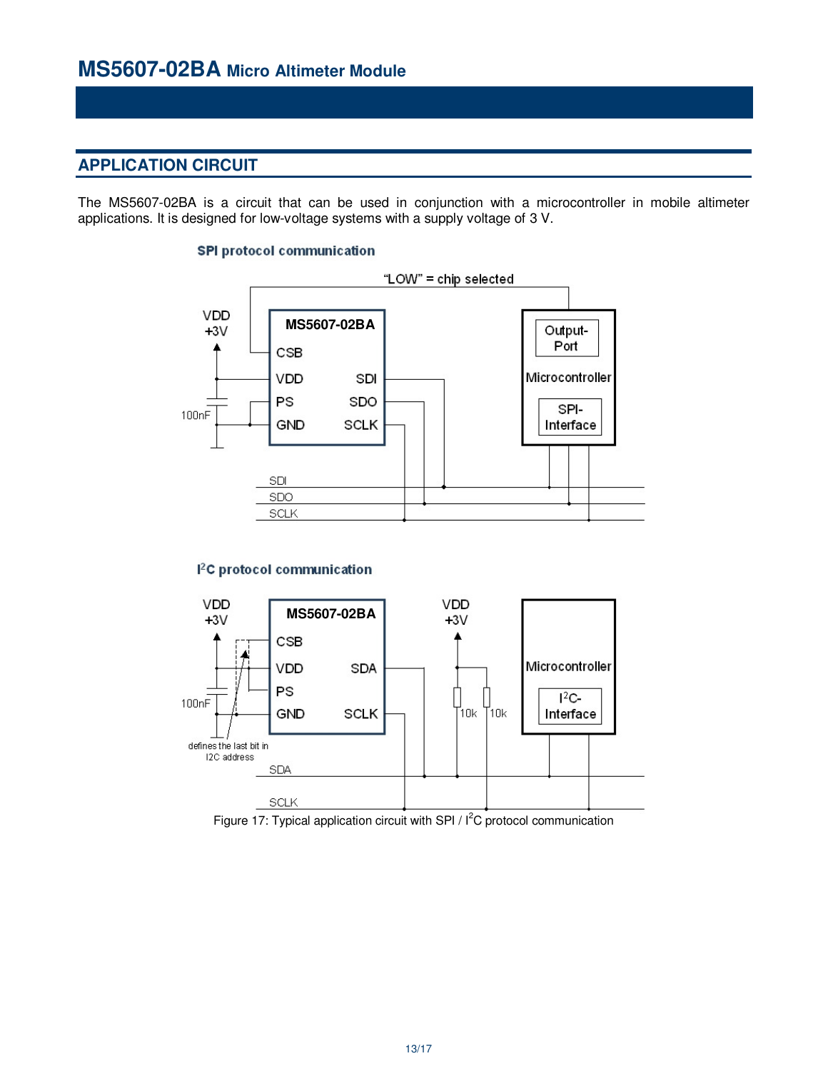## APPLICATION CIRCUIT

The MS5607-02BA is a circuit that can be used in conjunction with a microcontroller in mobile altimeter applications. It is designed for low-voltage systems with a supply voltage of 3 V.

**SPI protocol communication**

"LOW" = chip selected

**I²C protocol communication**

defines the last bit in I2C address

Figure 17: Typical application circuit with SPI / I²C protocol communication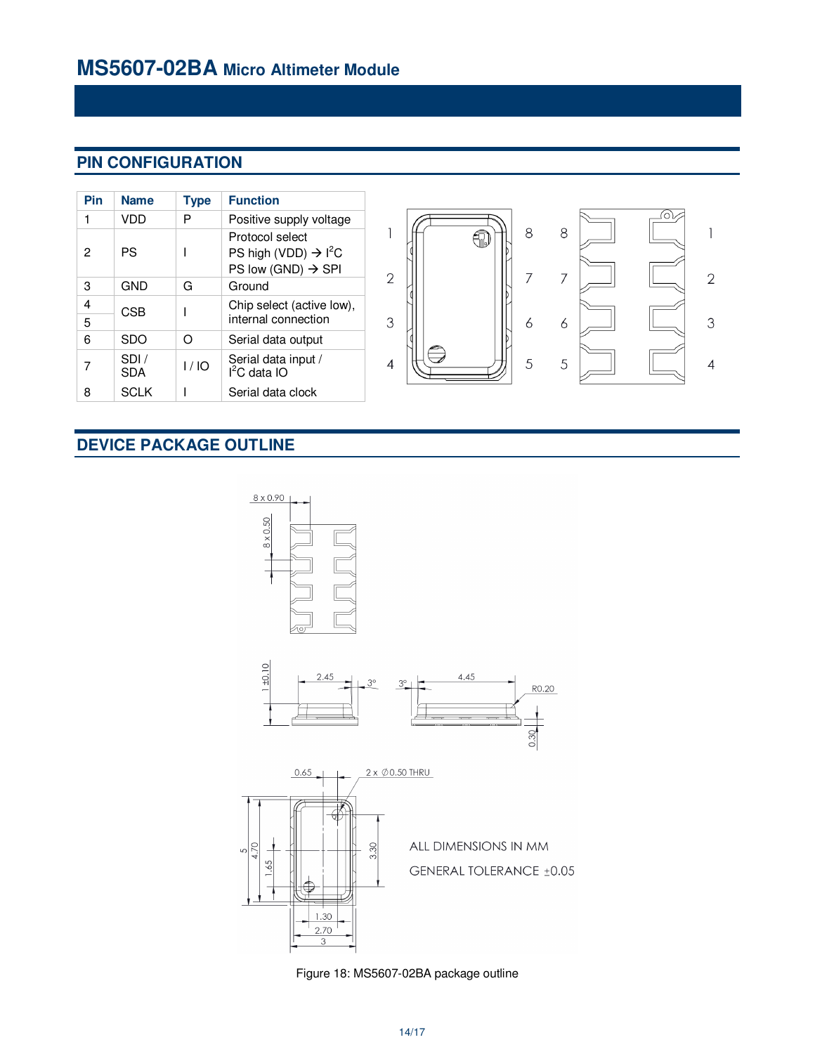# MS5607-02BA Micro Altimeter Module

## PIN CONFIGURATION

| Pin | Name | Type | Function |
|---|---|---|---|
| 1 | VDD | P | Positive supply voltage |
| 2 | PS | I | Protocol select<br>PS high (VDD) → I²C<br>PS low (GND) → SPI |
| 3 | GND | G | Ground |
| 4 | CSB | I | Chip select (active low), internal connection |
| 5 | | | |
| 6 | SDO | O | Serial data output |
| 7 | SDI / SDA | I / IO | Serial data input / I²C data IO |
| 8 | SCLK | I | Serial data clock |

## DEVICE PACKAGE OUTLINE

ALL DIMENSIONS IN MM

GENERAL TOLERANCE ±0.05

Figure 18: MS5607-02BA package outline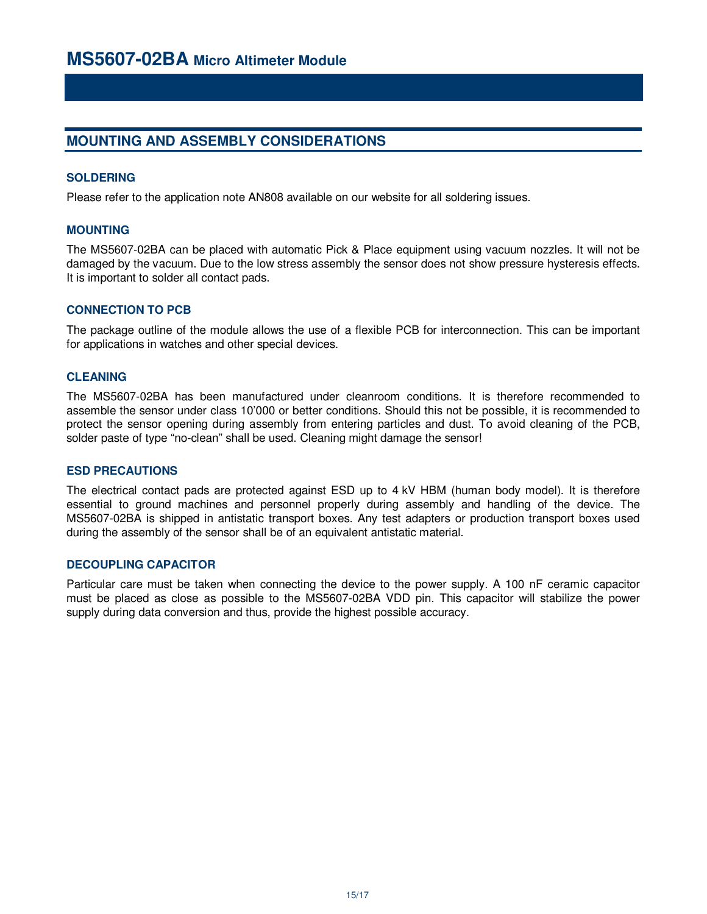## MOUNTING AND ASSEMBLY CONSIDERATIONS

### SOLDERING

Please refer to the application note AN808 available on our website for all soldering issues.

### MOUNTING

The MS5607-02BA can be placed with automatic Pick & Place equipment using vacuum nozzles. It will not be damaged by the vacuum. Due to the low stress assembly the sensor does not show pressure hysteresis effects. It is important to solder all contact pads.

### CONNECTION TO PCB

The package outline of the module allows the use of a flexible PCB for interconnection. This can be important for applications in watches and other special devices.

### CLEANING

The MS5607-02BA has been manufactured under cleanroom conditions. It is therefore recommended to assemble the sensor under class 10'000 or better conditions. Should this not be possible, it is recommended to protect the sensor opening during assembly from entering particles and dust. To avoid cleaning of the PCB, solder paste of type "no-clean" shall be used. Cleaning might damage the sensor!

### ESD PRECAUTIONS

The electrical contact pads are protected against ESD up to 4 kV HBM (human body model). It is therefore essential to ground machines and personnel properly during assembly and handling of the device. The MS5607-02BA is shipped in antistatic transport boxes. Any test adapters or production transport boxes used during the assembly of the sensor shall be of an equivalent antistatic material.

### DECOUPLING CAPACITOR

Particular care must be taken when connecting the device to the power supply. A 100 nF ceramic capacitor must be placed as close as possible to the MS5607-02BA VDD pin. This capacitor will stabilize the power supply during data conversion and thus, provide the highest possible accuracy.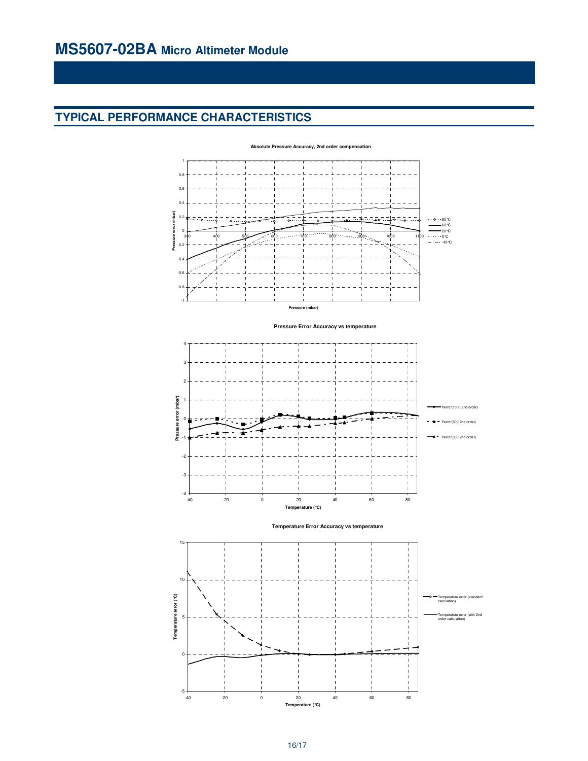# MS5607-02BA Micro Altimeter Module

## TYPICAL PERFORMANCE CHARACTERISTICS

**Absolute Pressure Accuracy, 2nd order compensation**

Pressure error (mbar) vs Pressure (mbar); legend: 85°C, 60°C, 20°C, 0°C, -40°C

**Pressure Error Accuracy vs temperature**

Pressure error (mbar) vs Temperature (°C); legend: Perror(1000,2nd order), Perror(800,2nd order), Perror(300,2nd order)

**Temperature Error Accuracy vs temperature**

Temperature error (°C) vs Temperature (°C); legend: Temperature error (standard calculation), Temperature error (with 2nd order calculation)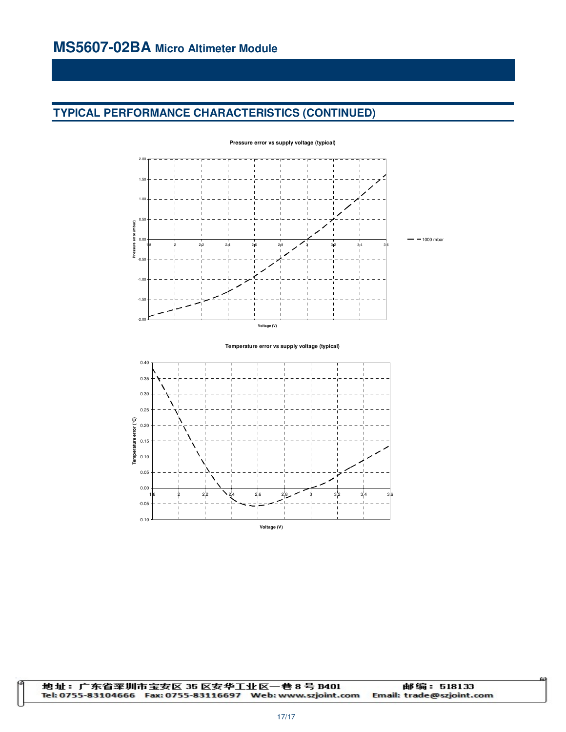# MS5607-02BA Micro Altimeter Module

## TYPICAL PERFORMANCE CHARACTERISTICS (CONTINUED)

Pressure error vs supply voltage (typical)

Pressure error (mbar)

2.00
1.50
1.00
0.50
0.00
-0.50
-1.00
-1.50
-2.00

1.8 2 2.2 2.4 2.6 2.8 3 3.2 3.4 3.6

Voltage (V)

1000 mbar

Temperature error vs supply voltage (typical)

Temperature error (°C)

0.40
0.35
0.30
0.25
0.20
0.15
0.10
0.05
0.00
-0.05
-0.10

1.8 2 2.2 2.4 2.6 2.8 3 3.2 3.4 3.6

Voltage (V)

地址：广东省深圳市宝安区 35 区安华工业区一巷 8 号 B401　　邮编：518133
Tel: 0755-83104666　Fax: 0755-83116697　Web: www.szjoint.com　Email: trade@szjoint.com